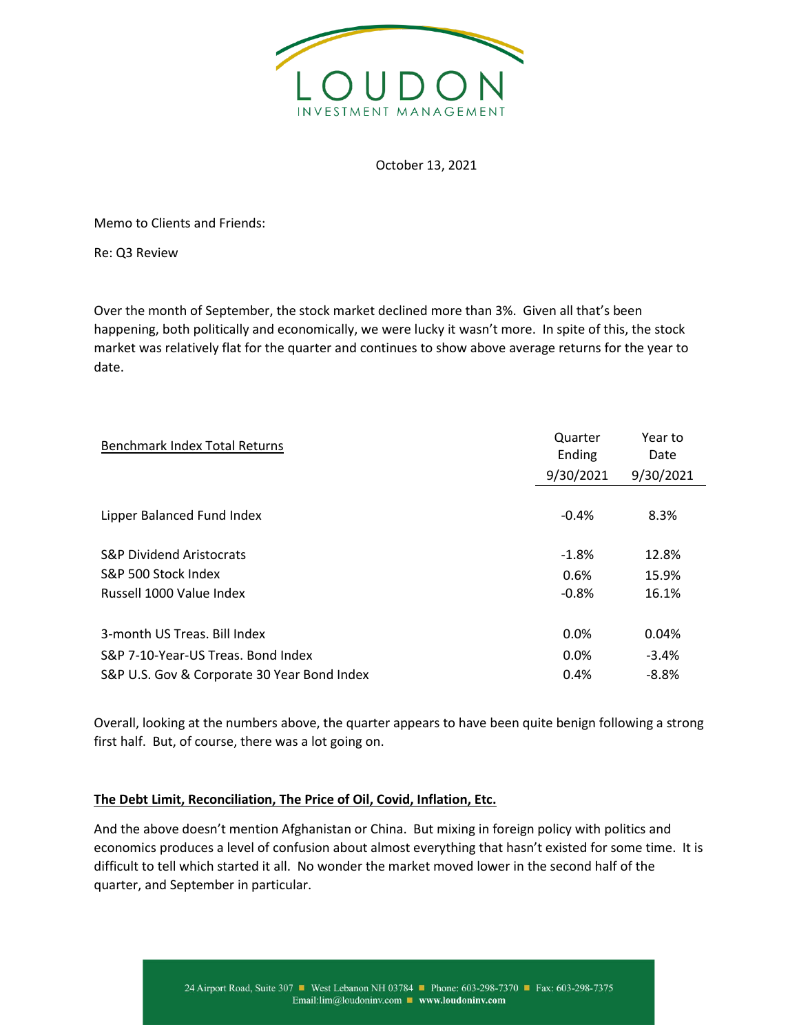LOUDON
INVESTMENT MANAGEMENT

October 13, 2021

Memo to Clients and Friends:

Re: Q3 Review

Over the month of September, the stock market declined more than 3%. Given all that's been happening, both politically and economically, we were lucky it wasn't more. In spite of this, the stock market was relatively flat for the quarter and continues to show above average returns for the year to date.

| Benchmark Index Total Returns | Quarter Ending 9/30/2021 | Year to Date 9/30/2021 |
|---|---|---|
| Lipper Balanced Fund Index | -0.4% | 8.3% |
| S&P Dividend Aristocrats | -1.8% | 12.8% |
| S&P 500 Stock Index | 0.6% | 15.9% |
| Russell 1000 Value Index | -0.8% | 16.1% |
| 3-month US Treas. Bill Index | 0.0% | 0.04% |
| S&P 7-10-Year-US Treas. Bond Index | 0.0% | -3.4% |
| S&P U.S. Gov & Corporate 30 Year Bond Index | 0.4% | -8.8% |

Overall, looking at the numbers above, the quarter appears to have been quite benign following a strong first half. But, of course, there was a lot going on.

**The Debt Limit, Reconciliation, The Price of Oil, Covid, Inflation, Etc.**

And the above doesn't mention Afghanistan or China. But mixing in foreign policy with politics and economics produces a level of confusion about almost everything that hasn't existed for some time. It is difficult to tell which started it all. No wonder the market moved lower in the second half of the quarter, and September in particular.

24 Airport Road, Suite 307 ■ West Lebanon NH 03784 ■ Phone: 603-298-7370 ■ Fax: 603-298-7375
Email:lim@loudoninv.com ■ www.loudoninv.com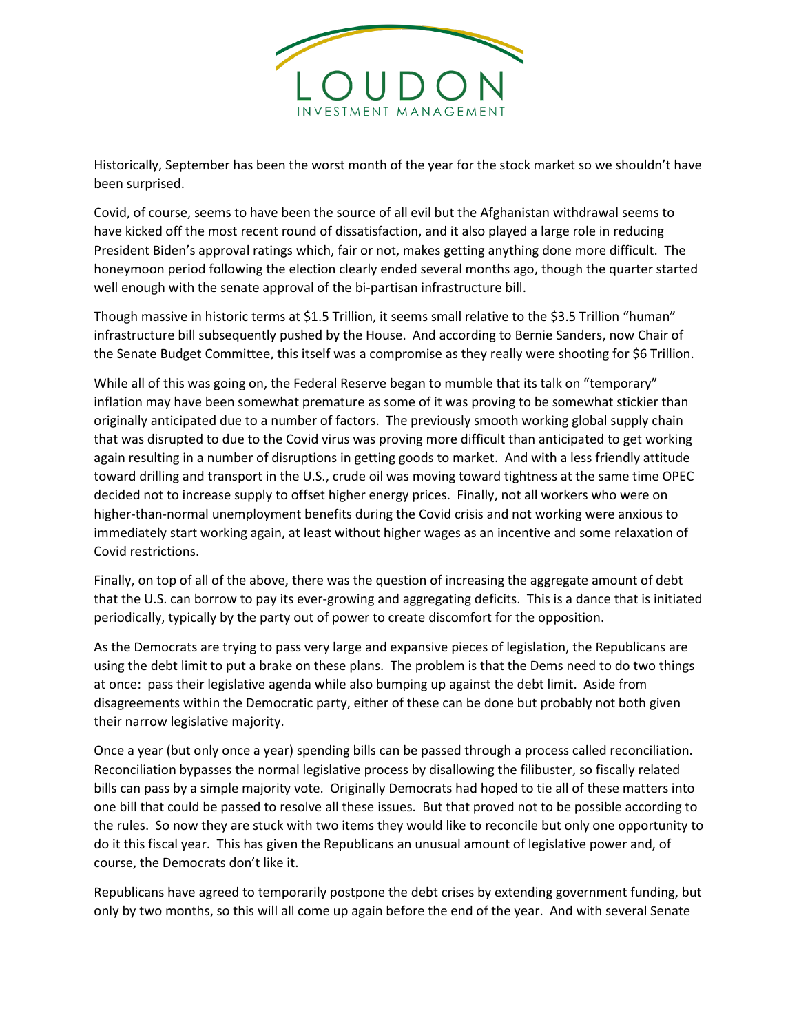Historically, September has been the worst month of the year for the stock market so we shouldn't have been surprised.

Covid, of course, seems to have been the source of all evil but the Afghanistan withdrawal seems to have kicked off the most recent round of dissatisfaction, and it also played a large role in reducing President Biden's approval ratings which, fair or not, makes getting anything done more difficult. The honeymoon period following the election clearly ended several months ago, though the quarter started well enough with the senate approval of the bi-partisan infrastructure bill.

Though massive in historic terms at $1.5 Trillion, it seems small relative to the $3.5 Trillion "human" infrastructure bill subsequently pushed by the House. And according to Bernie Sanders, now Chair of the Senate Budget Committee, this itself was a compromise as they really were shooting for $6 Trillion.

While all of this was going on, the Federal Reserve began to mumble that its talk on "temporary" inflation may have been somewhat premature as some of it was proving to be somewhat stickier than originally anticipated due to a number of factors. The previously smooth working global supply chain that was disrupted to due to the Covid virus was proving more difficult than anticipated to get working again resulting in a number of disruptions in getting goods to market. And with a less friendly attitude toward drilling and transport in the U.S., crude oil was moving toward tightness at the same time OPEC decided not to increase supply to offset higher energy prices. Finally, not all workers who were on higher-than-normal unemployment benefits during the Covid crisis and not working were anxious to immediately start working again, at least without higher wages as an incentive and some relaxation of Covid restrictions.

Finally, on top of all of the above, there was the question of increasing the aggregate amount of debt that the U.S. can borrow to pay its ever-growing and aggregating deficits. This is a dance that is initiated periodically, typically by the party out of power to create discomfort for the opposition.

As the Democrats are trying to pass very large and expansive pieces of legislation, the Republicans are using the debt limit to put a brake on these plans. The problem is that the Dems need to do two things at once: pass their legislative agenda while also bumping up against the debt limit. Aside from disagreements within the Democratic party, either of these can be done but probably not both given their narrow legislative majority.

Once a year (but only once a year) spending bills can be passed through a process called reconciliation. Reconciliation bypasses the normal legislative process by disallowing the filibuster, so fiscally related bills can pass by a simple majority vote. Originally Democrats had hoped to tie all of these matters into one bill that could be passed to resolve all these issues. But that proved not to be possible according to the rules. So now they are stuck with two items they would like to reconcile but only one opportunity to do it this fiscal year. This has given the Republicans an unusual amount of legislative power and, of course, the Democrats don't like it.

Republicans have agreed to temporarily postpone the debt crises by extending government funding, but only by two months, so this will all come up again before the end of the year. And with several Senate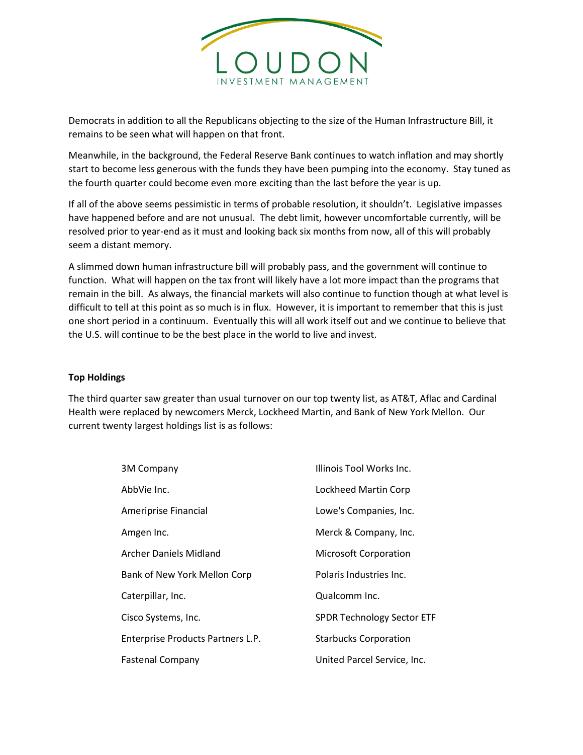Democrats in addition to all the Republicans objecting to the size of the Human Infrastructure Bill, it remains to be seen what will happen on that front.

Meanwhile, in the background, the Federal Reserve Bank continues to watch inflation and may shortly start to become less generous with the funds they have been pumping into the economy. Stay tuned as the fourth quarter could become even more exciting than the last before the year is up.

If all of the above seems pessimistic in terms of probable resolution, it shouldn't. Legislative impasses have happened before and are not unusual. The debt limit, however uncomfortable currently, will be resolved prior to year-end as it must and looking back six months from now, all of this will probably seem a distant memory.

A slimmed down human infrastructure bill will probably pass, and the government will continue to function. What will happen on the tax front will likely have a lot more impact than the programs that remain in the bill. As always, the financial markets will also continue to function though at what level is difficult to tell at this point as so much is in flux. However, it is important to remember that this is just one short period in a continuum. Eventually this will all work itself out and we continue to believe that the U.S. will continue to be the best place in the world to live and invest.

**Top Holdings**

The third quarter saw greater than usual turnover on our top twenty list, as AT&T, Aflac and Cardinal Health were replaced by newcomers Merck, Lockheed Martin, and Bank of New York Mellon. Our current twenty largest holdings list is as follows:

| | |
|---|---|
| 3M Company | Illinois Tool Works Inc. |
| AbbVie Inc. | Lockheed Martin Corp |
| Ameriprise Financial | Lowe's Companies, Inc. |
| Amgen Inc. | Merck & Company, Inc. |
| Archer Daniels Midland | Microsoft Corporation |
| Bank of New York Mellon Corp | Polaris Industries Inc. |
| Caterpillar, Inc. | Qualcomm Inc. |
| Cisco Systems, Inc. | SPDR Technology Sector ETF |
| Enterprise Products Partners L.P. | Starbucks Corporation |
| Fastenal Company | United Parcel Service, Inc. |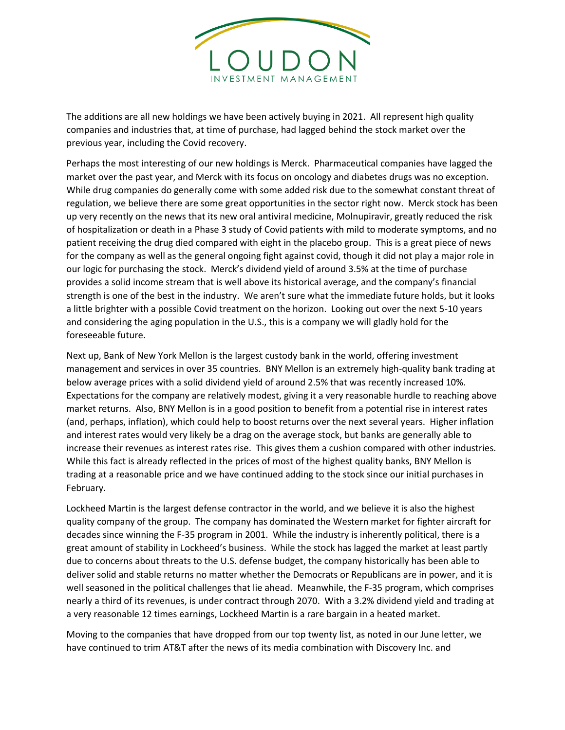The additions are all new holdings we have been actively buying in 2021. All represent high quality companies and industries that, at time of purchase, had lagged behind the stock market over the previous year, including the Covid recovery.

Perhaps the most interesting of our new holdings is Merck. Pharmaceutical companies have lagged the market over the past year, and Merck with its focus on oncology and diabetes drugs was no exception. While drug companies do generally come with some added risk due to the somewhat constant threat of regulation, we believe there are some great opportunities in the sector right now. Merck stock has been up very recently on the news that its new oral antiviral medicine, Molnupiravir, greatly reduced the risk of hospitalization or death in a Phase 3 study of Covid patients with mild to moderate symptoms, and no patient receiving the drug died compared with eight in the placebo group. This is a great piece of news for the company as well as the general ongoing fight against covid, though it did not play a major role in our logic for purchasing the stock. Merck's dividend yield of around 3.5% at the time of purchase provides a solid income stream that is well above its historical average, and the company's financial strength is one of the best in the industry. We aren't sure what the immediate future holds, but it looks a little brighter with a possible Covid treatment on the horizon. Looking out over the next 5-10 years and considering the aging population in the U.S., this is a company we will gladly hold for the foreseeable future.

Next up, Bank of New York Mellon is the largest custody bank in the world, offering investment management and services in over 35 countries. BNY Mellon is an extremely high-quality bank trading at below average prices with a solid dividend yield of around 2.5% that was recently increased 10%. Expectations for the company are relatively modest, giving it a very reasonable hurdle to reaching above market returns. Also, BNY Mellon is in a good position to benefit from a potential rise in interest rates (and, perhaps, inflation), which could help to boost returns over the next several years. Higher inflation and interest rates would very likely be a drag on the average stock, but banks are generally able to increase their revenues as interest rates rise. This gives them a cushion compared with other industries. While this fact is already reflected in the prices of most of the highest quality banks, BNY Mellon is trading at a reasonable price and we have continued adding to the stock since our initial purchases in February.

Lockheed Martin is the largest defense contractor in the world, and we believe it is also the highest quality company of the group. The company has dominated the Western market for fighter aircraft for decades since winning the F-35 program in 2001. While the industry is inherently political, there is a great amount of stability in Lockheed's business. While the stock has lagged the market at least partly due to concerns about threats to the U.S. defense budget, the company historically has been able to deliver solid and stable returns no matter whether the Democrats or Republicans are in power, and it is well seasoned in the political challenges that lie ahead. Meanwhile, the F-35 program, which comprises nearly a third of its revenues, is under contract through 2070. With a 3.2% dividend yield and trading at a very reasonable 12 times earnings, Lockheed Martin is a rare bargain in a heated market.

Moving to the companies that have dropped from our top twenty list, as noted in our June letter, we have continued to trim AT&T after the news of its media combination with Discovery Inc. and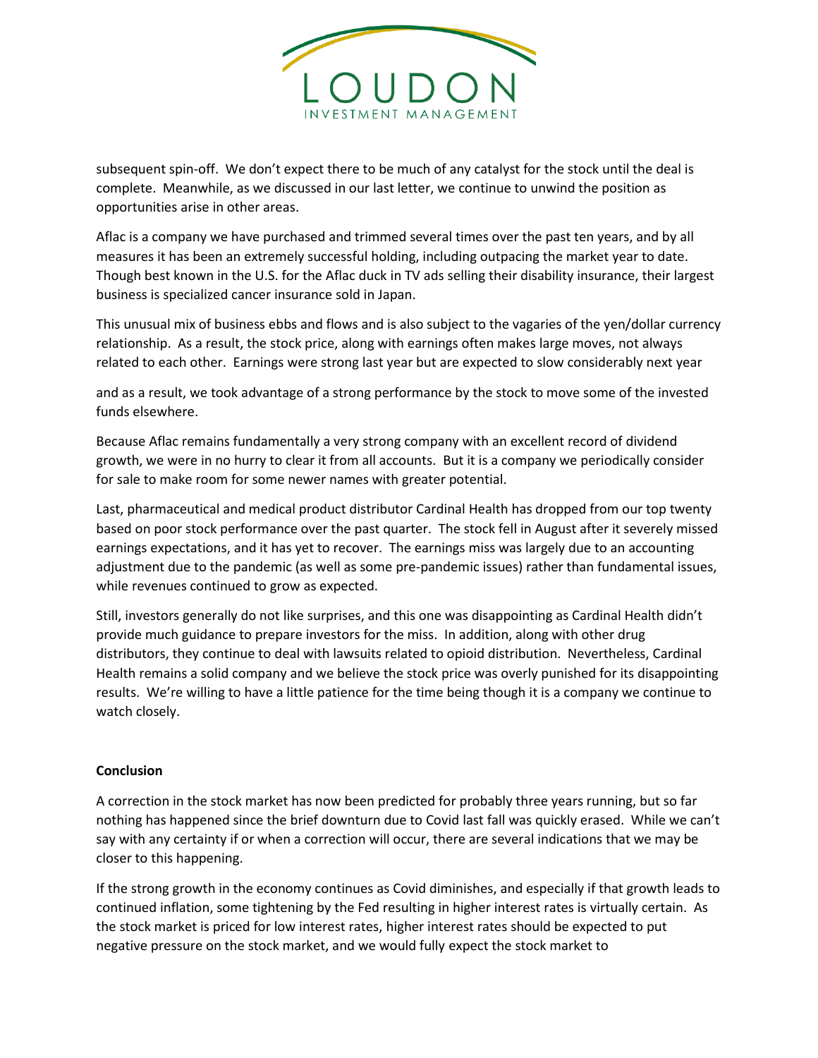subsequent spin-off. We don't expect there to be much of any catalyst for the stock until the deal is complete. Meanwhile, as we discussed in our last letter, we continue to unwind the position as opportunities arise in other areas.

Aflac is a company we have purchased and trimmed several times over the past ten years, and by all measures it has been an extremely successful holding, including outpacing the market year to date. Though best known in the U.S. for the Aflac duck in TV ads selling their disability insurance, their largest business is specialized cancer insurance sold in Japan.

This unusual mix of business ebbs and flows and is also subject to the vagaries of the yen/dollar currency relationship. As a result, the stock price, along with earnings often makes large moves, not always related to each other. Earnings were strong last year but are expected to slow considerably next year

and as a result, we took advantage of a strong performance by the stock to move some of the invested funds elsewhere.

Because Aflac remains fundamentally a very strong company with an excellent record of dividend growth, we were in no hurry to clear it from all accounts. But it is a company we periodically consider for sale to make room for some newer names with greater potential.

Last, pharmaceutical and medical product distributor Cardinal Health has dropped from our top twenty based on poor stock performance over the past quarter. The stock fell in August after it severely missed earnings expectations, and it has yet to recover. The earnings miss was largely due to an accounting adjustment due to the pandemic (as well as some pre-pandemic issues) rather than fundamental issues, while revenues continued to grow as expected.

Still, investors generally do not like surprises, and this one was disappointing as Cardinal Health didn't provide much guidance to prepare investors for the miss. In addition, along with other drug distributors, they continue to deal with lawsuits related to opioid distribution. Nevertheless, Cardinal Health remains a solid company and we believe the stock price was overly punished for its disappointing results. We're willing to have a little patience for the time being though it is a company we continue to watch closely.

**Conclusion**

A correction in the stock market has now been predicted for probably three years running, but so far nothing has happened since the brief downturn due to Covid last fall was quickly erased. While we can't say with any certainty if or when a correction will occur, there are several indications that we may be closer to this happening.

If the strong growth in the economy continues as Covid diminishes, and especially if that growth leads to continued inflation, some tightening by the Fed resulting in higher interest rates is virtually certain. As the stock market is priced for low interest rates, higher interest rates should be expected to put negative pressure on the stock market, and we would fully expect the stock market to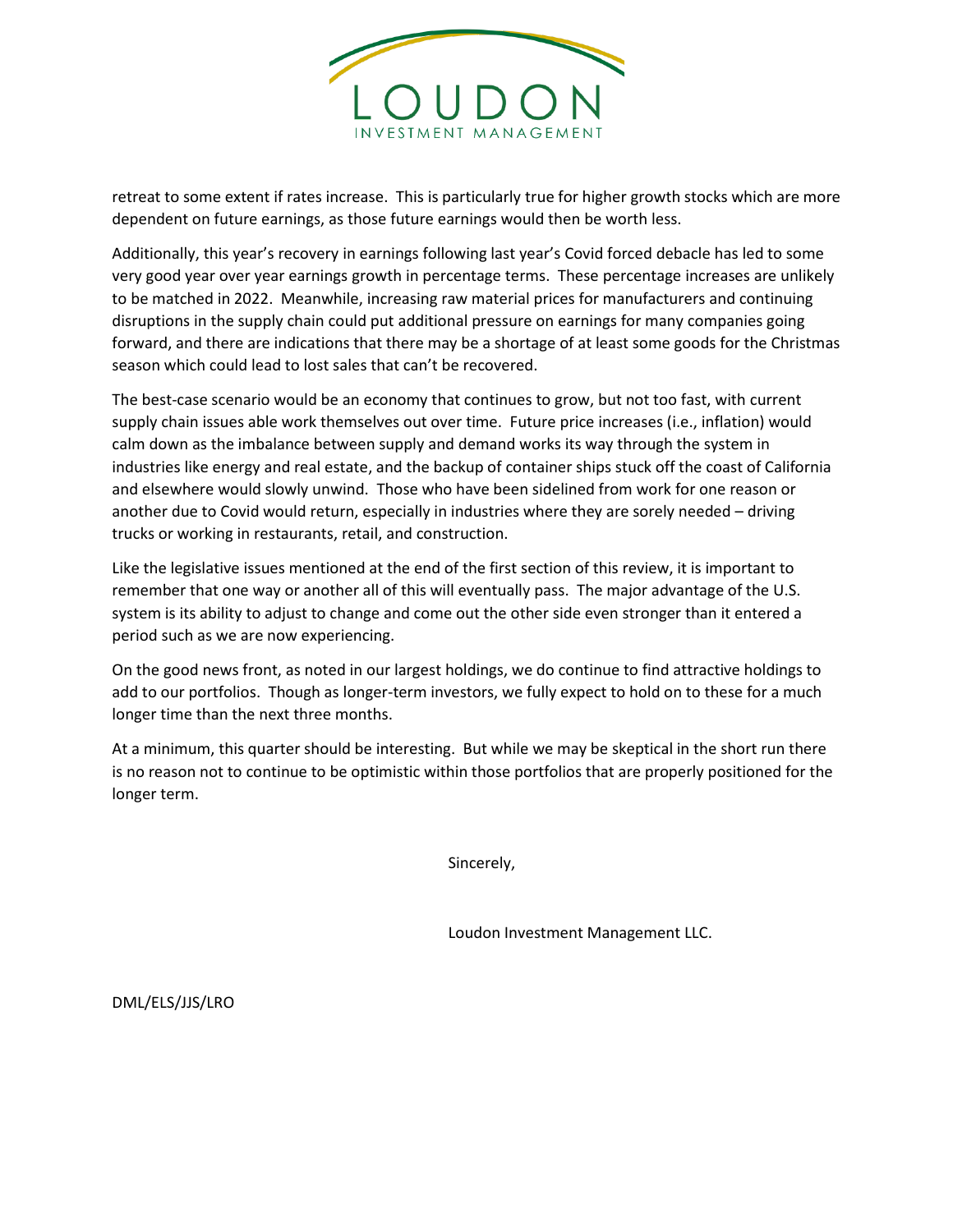retreat to some extent if rates increase. This is particularly true for higher growth stocks which are more dependent on future earnings, as those future earnings would then be worth less.

Additionally, this year's recovery in earnings following last year's Covid forced debacle has led to some very good year over year earnings growth in percentage terms. These percentage increases are unlikely to be matched in 2022. Meanwhile, increasing raw material prices for manufacturers and continuing disruptions in the supply chain could put additional pressure on earnings for many companies going forward, and there are indications that there may be a shortage of at least some goods for the Christmas season which could lead to lost sales that can't be recovered.

The best-case scenario would be an economy that continues to grow, but not too fast, with current supply chain issues able work themselves out over time. Future price increases (i.e., inflation) would calm down as the imbalance between supply and demand works its way through the system in industries like energy and real estate, and the backup of container ships stuck off the coast of California and elsewhere would slowly unwind. Those who have been sidelined from work for one reason or another due to Covid would return, especially in industries where they are sorely needed – driving trucks or working in restaurants, retail, and construction.

Like the legislative issues mentioned at the end of the first section of this review, it is important to remember that one way or another all of this will eventually pass. The major advantage of the U.S. system is its ability to adjust to change and come out the other side even stronger than it entered a period such as we are now experiencing.

On the good news front, as noted in our largest holdings, we do continue to find attractive holdings to add to our portfolios. Though as longer-term investors, we fully expect to hold on to these for a much longer time than the next three months.

At a minimum, this quarter should be interesting. But while we may be skeptical in the short run there is no reason not to continue to be optimistic within those portfolios that are properly positioned for the longer term.

Sincerely,

Loudon Investment Management LLC.

DML/ELS/JJS/LRO